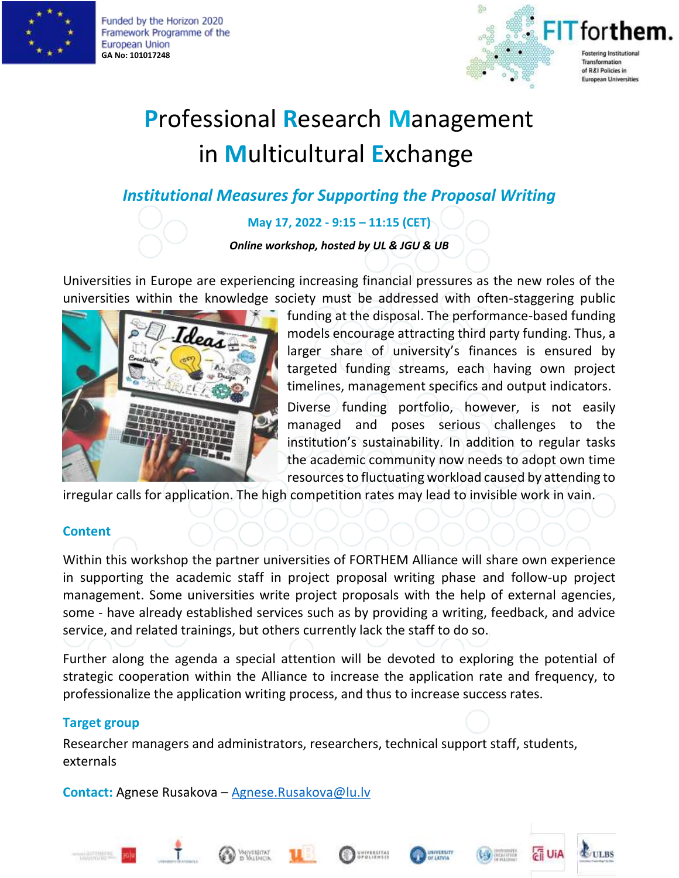Funded by the Horizon 2020 Framework Programme of the European Union
GA No: 101017248

FITforthem. Fostering Institutional Transformation of R&I Policies in European Universities

# Professional Research Management in Multicultural Exchange

## *Institutional Measures for Supporting the Proposal Writing*

**May 17, 2022 - 9:15 – 11:15 (CET)**

***Online workshop, hosted by UL & JGU & UB***

Universities in Europe are experiencing increasing financial pressures as the new roles of the universities within the knowledge society must be addressed with often-staggering public funding at the disposal. The performance-based funding models encourage attracting third party funding. Thus, a larger share of university's finances is ensured by targeted funding streams, each having own project timelines, management specifics and output indicators.

Diverse funding portfolio, however, is not easily managed and poses serious challenges to the institution's sustainability. In addition to regular tasks the academic community now needs to adopt own time resources to fluctuating workload caused by attending to irregular calls for application. The high competition rates may lead to invisible work in vain.

### Content

Within this workshop the partner universities of FORTHEM Alliance will share own experience in supporting the academic staff in project proposal writing phase and follow-up project management. Some universities write project proposals with the help of external agencies, some - have already established services such as by providing a writing, feedback, and advice service, and related trainings, but others currently lack the staff to do so.

Further along the agenda a special attention will be devoted to exploring the potential of strategic cooperation within the Alliance to increase the application rate and frequency, to professionalize the application writing process, and thus to increase success rates.

### Target group

Researcher managers and administrators, researchers, technical support staff, students, externals

**Contact:** Agnese Rusakova – Agnese.Rusakova@lu.lv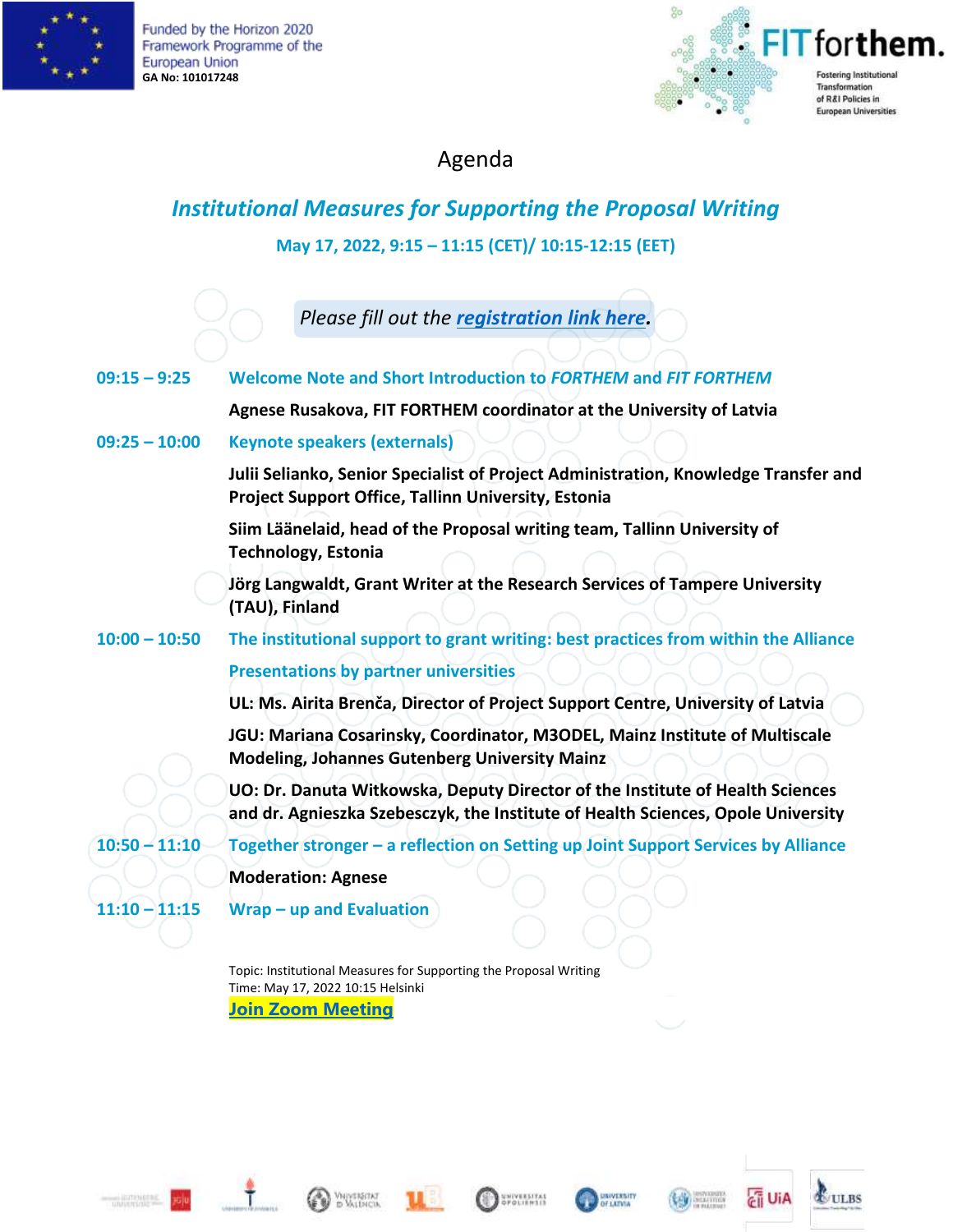Funded by the Horizon 2020 Framework Programme of the European Union
**GA No: 101017248**

FIT forthem. Fostering Institutional Transformation of R&I Policies in European Universities

# Agenda

## *Institutional Measures for Supporting the Proposal Writing*

**May 17, 2022, 9:15 – 11:15 (CET)/ 10:15-12:15 (EET)**

*Please fill out the **registration link here**.*

**09:15 – 9:25** **Welcome Note and Short Introduction to *FORTHEM* and *FIT FORTHEM***

**Agnese Rusakova, FIT FORTHEM coordinator at the University of Latvia**

**09:25 – 10:00** **Keynote speakers (externals)**

**Julii Selianko, Senior Specialist of Project Administration, Knowledge Transfer and Project Support Office, Tallinn University, Estonia**

**Siim Läänelaid, head of the Proposal writing team, Tallinn University of Technology, Estonia**

**Jörg Langwaldt, Grant Writer at the Research Services of Tampere University (TAU), Finland**

**10:00 – 10:50** **The institutional support to grant writing: best practices from within the Alliance**

**Presentations by partner universities**

**UL: Ms. Airita Brenča, Director of Project Support Centre, University of Latvia**

**JGU: Mariana Cosarinsky, Coordinator, M3ODEL, Mainz Institute of Multiscale Modeling, Johannes Gutenberg University Mainz**

**UO: Dr. Danuta Witkowska, Deputy Director of the Institute of Health Sciences and dr. Agnieszka Szebesczyk, the Institute of Health Sciences, Opole University**

**10:50 – 11:10** **Together stronger – a reflection on Setting up Joint Support Services by Alliance**

**Moderation: Agnese**

**11:10 – 11:15** **Wrap – up and Evaluation**

Topic: Institutional Measures for Supporting the Proposal Writing
Time: May 17, 2022 10:15 Helsinki
**Join Zoom Meeting**